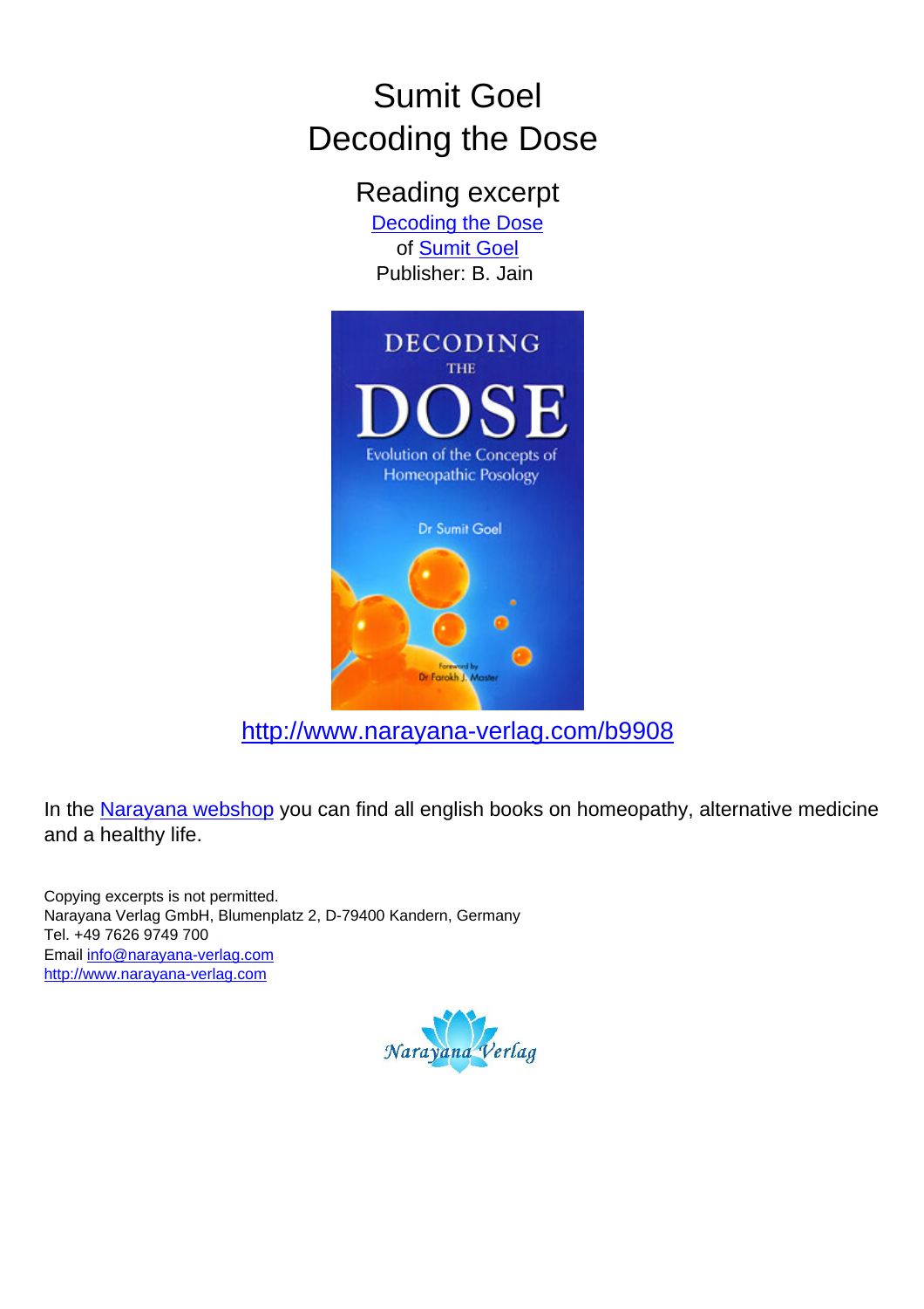# Sumit Goel
# Decoding the Dose

## Reading excerpt

[Decoding the Dose](http://www.narayana-verlag.com/b9908)
of [Sumit Goel](http://www.narayana-verlag.com)
Publisher: B. Jain

[http://www.narayana-verlag.com/b9908](http://www.narayana-verlag.com/b9908)

In the [Narayana webshop](http://www.narayana-verlag.com) you can find all english books on homeopathy, alternative medicine and a healthy life.

Copying excerpts is not permitted.
Narayana Verlag GmbH, Blumenplatz 2, D-79400 Kandern, Germany
Tel. +49 7626 9749 700
Email [info@narayana-verlag.com](mailto:info@narayana-verlag.com)
[http://www.narayana-verlag.com](http://www.narayana-verlag.com)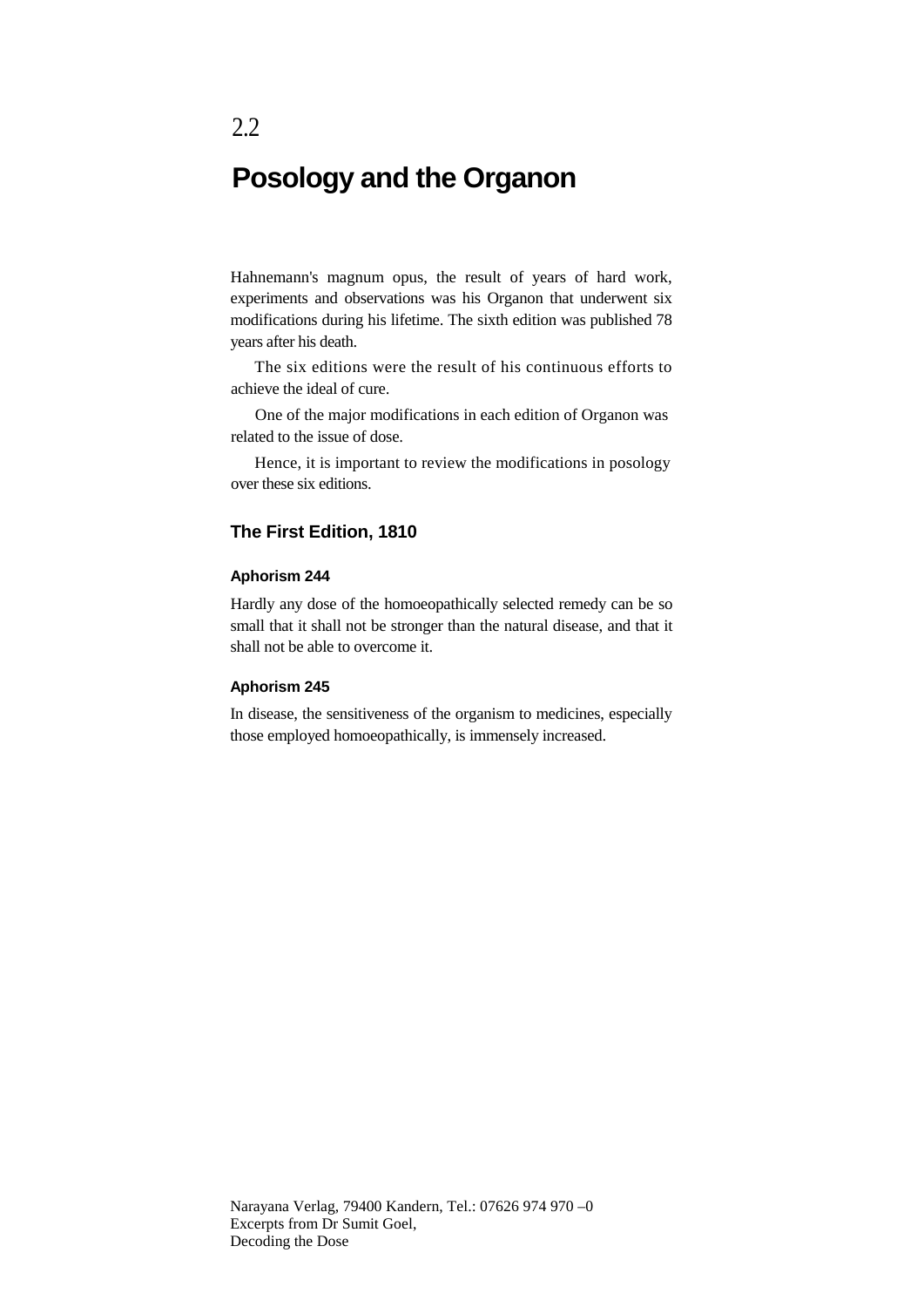2.2

# Posology and the Organon

Hahnemann's magnum opus, the result of years of hard work, experiments and observations was his Organon that underwent six modifications during his lifetime. The sixth edition was published 78 years after his death.

The six editions were the result of his continuous efforts to achieve the ideal of cure.

One of the major modifications in each edition of Organon was related to the issue of dose.

Hence, it is important to review the modifications in posology over these six editions.

## The First Edition, 1810

### Aphorism 244

Hardly any dose of the homoeopathically selected remedy can be so small that it shall not be stronger than the natural disease, and that it shall not be able to overcome it.

### Aphorism 245

In disease, the sensitiveness of the organism to medicines, especially those employed homoeopathically, is immensely increased.

Narayana Verlag, 79400 Kandern, Tel.: 07626 974 970 –0
Excerpts from Dr Sumit Goel,
Decoding the Dose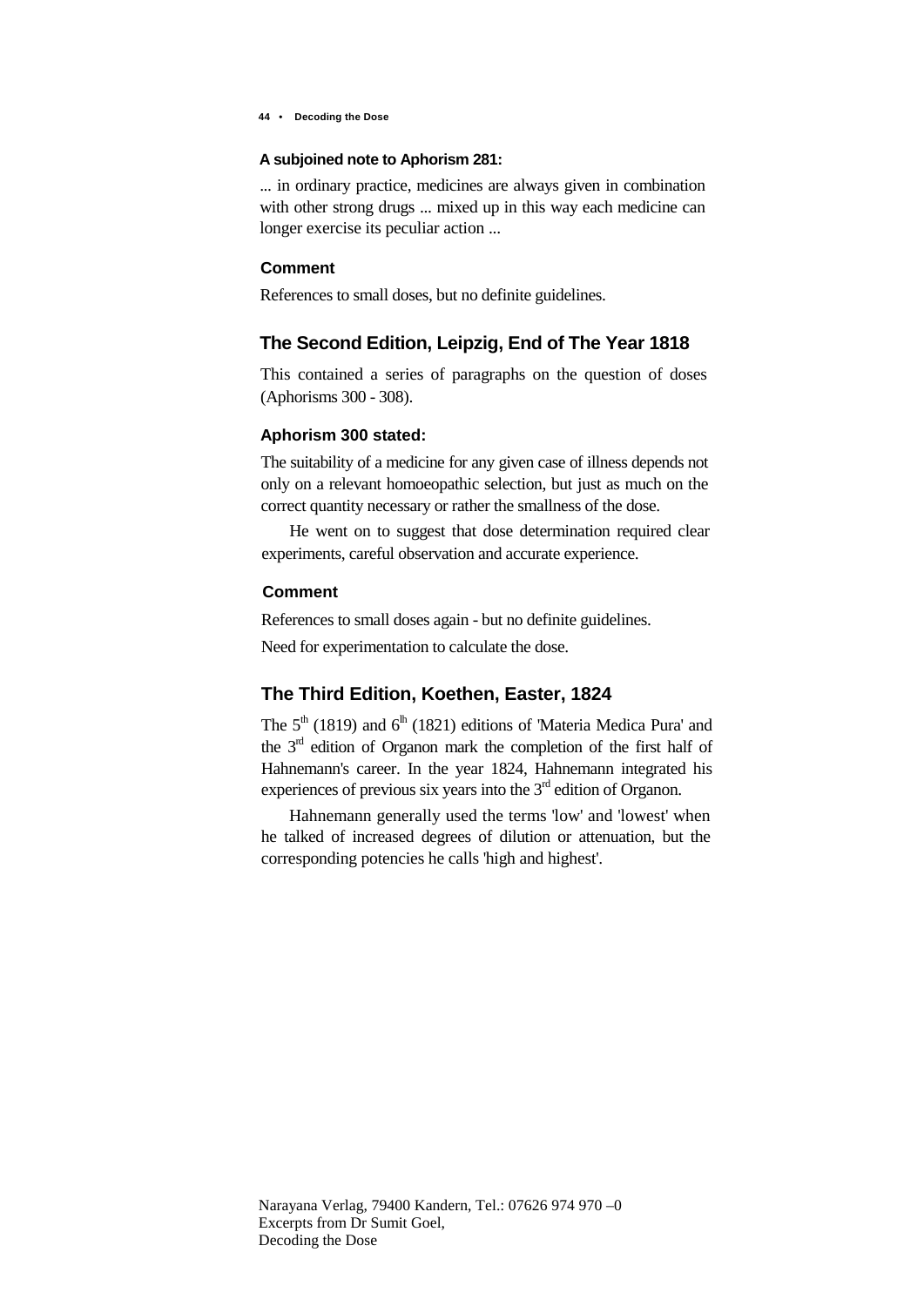#### A subjoined note to Aphorism 281:

... in ordinary practice, medicines are always given in combination with other strong drugs ... mixed up in this way each medicine can longer exercise its peculiar action ...

#### Comment

References to small doses, but no definite guidelines.

### The Second Edition, Leipzig, End of The Year 1818

This contained a series of paragraphs on the question of doses (Aphorisms 300 - 308).

#### Aphorism 300 stated:

The suitability of a medicine for any given case of illness depends not only on a relevant homoeopathic selection, but just as much on the correct quantity necessary or rather the smallness of the dose.

He went on to suggest that dose determination required clear experiments, careful observation and accurate experience.

#### Comment

References to small doses again - but no definite guidelines.

Need for experimentation to calculate the dose.

### The Third Edition, Koethen, Easter, 1824

The 5th (1819) and 6th (1821) editions of 'Materia Medica Pura' and the 3rd edition of Organon mark the completion of the first half of Hahnemann's career. In the year 1824, Hahnemann integrated his experiences of previous six years into the 3rd edition of Organon.

Hahnemann generally used the terms 'low' and 'lowest' when he talked of increased degrees of dilution or attenuation, but the corresponding potencies he calls 'high and highest'.

Narayana Verlag, 79400 Kandern, Tel.: 07626 974 970 –0
Excerpts from Dr Sumit Goel,
Decoding the Dose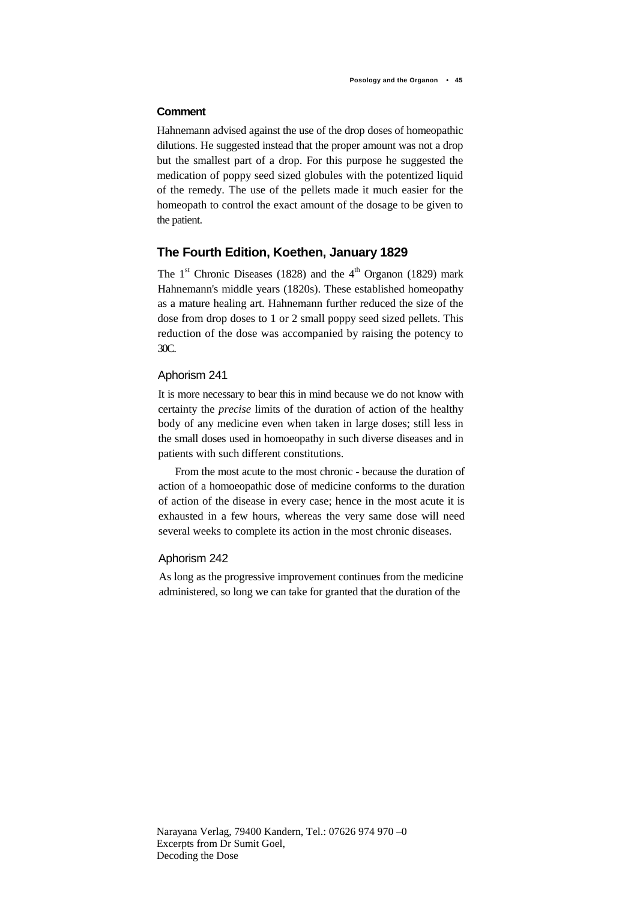### Comment

Hahnemann advised against the use of the drop doses of homeopathic dilutions. He suggested instead that the proper amount was not a drop but the smallest part of a drop. For this purpose he suggested the medication of poppy seed sized globules with the potentized liquid of the remedy. The use of the pellets made it much easier for the homeopath to control the exact amount of the dosage to be given to the patient.

## The Fourth Edition, Koethen, January 1829

The 1st Chronic Diseases (1828) and the 4th Organon (1829) mark Hahnemann's middle years (1820s). These established homeopathy as a mature healing art. Hahnemann further reduced the size of the dose from drop doses to 1 or 2 small poppy seed sized pellets. This reduction of the dose was accompanied by raising the potency to 30C.

### Aphorism 241

It is more necessary to bear this in mind because we do not know with certainty the *precise* limits of the duration of action of the healthy body of any medicine even when taken in large doses; still less in the small doses used in homoeopathy in such diverse diseases and in patients with such different constitutions.

From the most acute to the most chronic - because the duration of action of a homoeopathic dose of medicine conforms to the duration of action of the disease in every case; hence in the most acute it is exhausted in a few hours, whereas the very same dose will need several weeks to complete its action in the most chronic diseases.

### Aphorism 242

As long as the progressive improvement continues from the medicine administered, so long we can take for granted that the duration of the

Narayana Verlag, 79400 Kandern, Tel.: 07626 974 970 –0
Excerpts from Dr Sumit Goel,
Decoding the Dose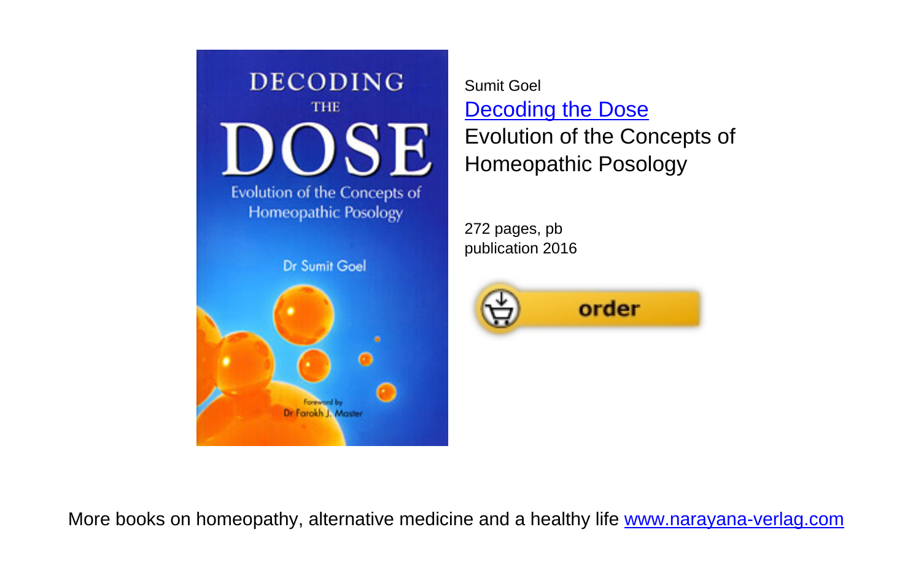Sumit Goel

[Decoding the Dose](#)

Evolution of the Concepts of Homeopathic Posology

272 pages, pb
publication 2016

order

More books on homeopathy, alternative medicine and a healthy life [www.narayana-verlag.com](http://www.narayana-verlag.com)